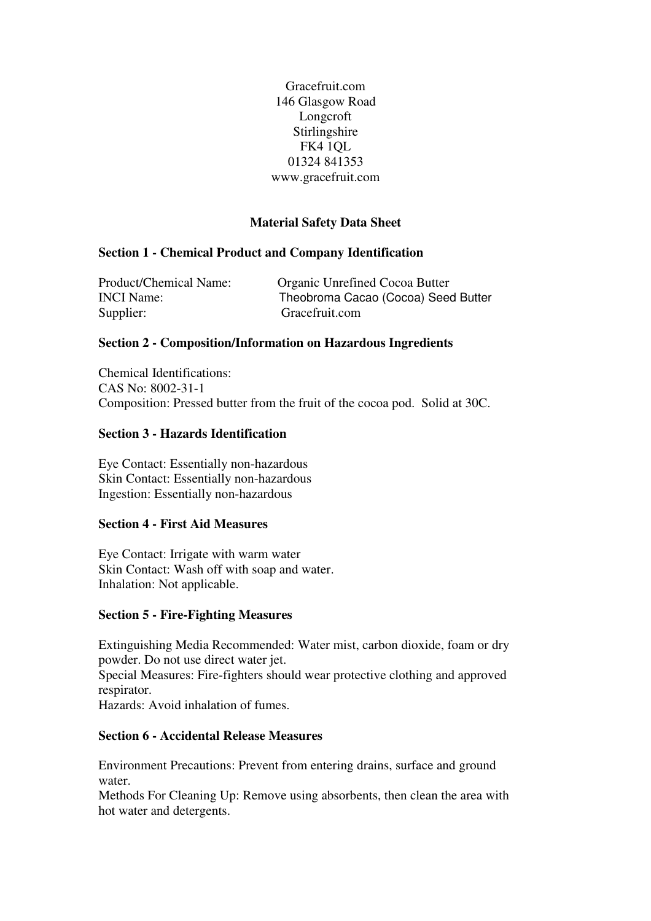Gracefruit.com
146 Glasgow Road
Longcroft
Stirlingshire
FK4 1QL
01324 841353
www.gracefruit.com

# Material Safety Data Sheet

## Section 1 - Chemical Product and Company Identification

| | |
|---|---|
| Product/Chemical Name: | Organic Unrefined Cocoa Butter |
| INCI Name: | Theobroma Cacao (Cocoa) Seed Butter |
| Supplier: | Gracefruit.com |

## Section 2 - Composition/Information on Hazardous Ingredients

Chemical Identifications:
CAS No: 8002-31-1
Composition: Pressed butter from the fruit of the cocoa pod. Solid at 30C.

## Section 3 - Hazards Identification

Eye Contact: Essentially non-hazardous
Skin Contact: Essentially non-hazardous
Ingestion: Essentially non-hazardous

## Section 4 - First Aid Measures

Eye Contact: Irrigate with warm water
Skin Contact: Wash off with soap and water.
Inhalation: Not applicable.

## Section 5 - Fire-Fighting Measures

Extinguishing Media Recommended: Water mist, carbon dioxide, foam or dry powder. Do not use direct water jet.
Special Measures: Fire-fighters should wear protective clothing and approved respirator.
Hazards: Avoid inhalation of fumes.

## Section 6 - Accidental Release Measures

Environment Precautions: Prevent from entering drains, surface and ground water.
Methods For Cleaning Up: Remove using absorbents, then clean the area with hot water and detergents.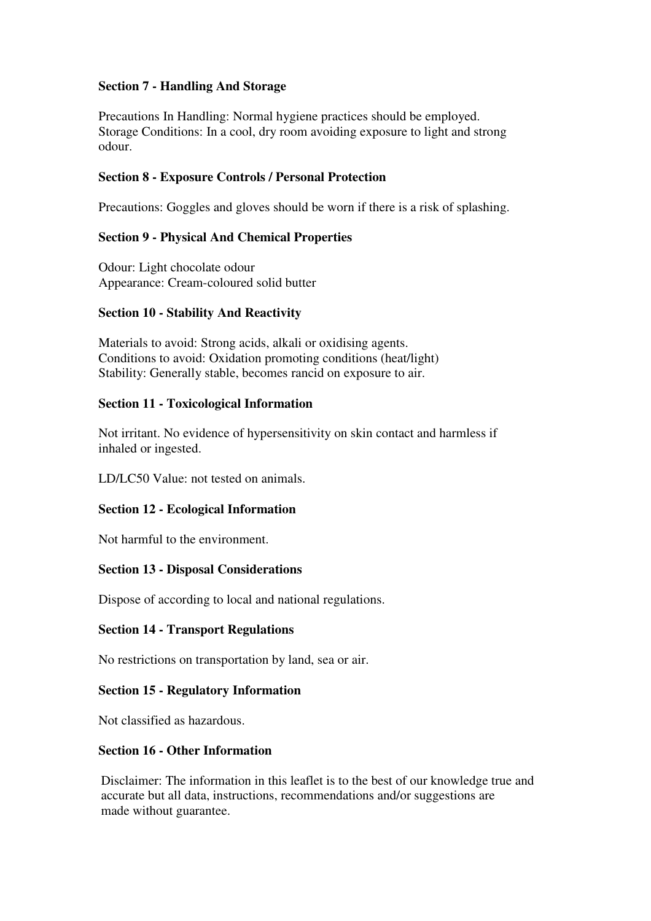## Section 7 - Handling And Storage

Precautions In Handling: Normal hygiene practices should be employed.
Storage Conditions: In a cool, dry room avoiding exposure to light and strong odour.

## Section 8 - Exposure Controls / Personal Protection

Precautions: Goggles and gloves should be worn if there is a risk of splashing.

## Section 9 - Physical And Chemical Properties

Odour: Light chocolate odour
Appearance: Cream-coloured solid butter

## Section 10 - Stability And Reactivity

Materials to avoid: Strong acids, alkali or oxidising agents.
Conditions to avoid: Oxidation promoting conditions (heat/light)
Stability: Generally stable, becomes rancid on exposure to air.

## Section 11 - Toxicological Information

Not irritant. No evidence of hypersensitivity on skin contact and harmless if inhaled or ingested.

LD/LC50 Value: not tested on animals.

## Section 12 - Ecological Information

Not harmful to the environment.

## Section 13 - Disposal Considerations

Dispose of according to local and national regulations.

## Section 14 - Transport Regulations

No restrictions on transportation by land, sea or air.

## Section 15 - Regulatory Information

Not classified as hazardous.

## Section 16 - Other Information

Disclaimer: The information in this leaflet is to the best of our knowledge true and accurate but all data, instructions, recommendations and/or suggestions are made without guarantee.